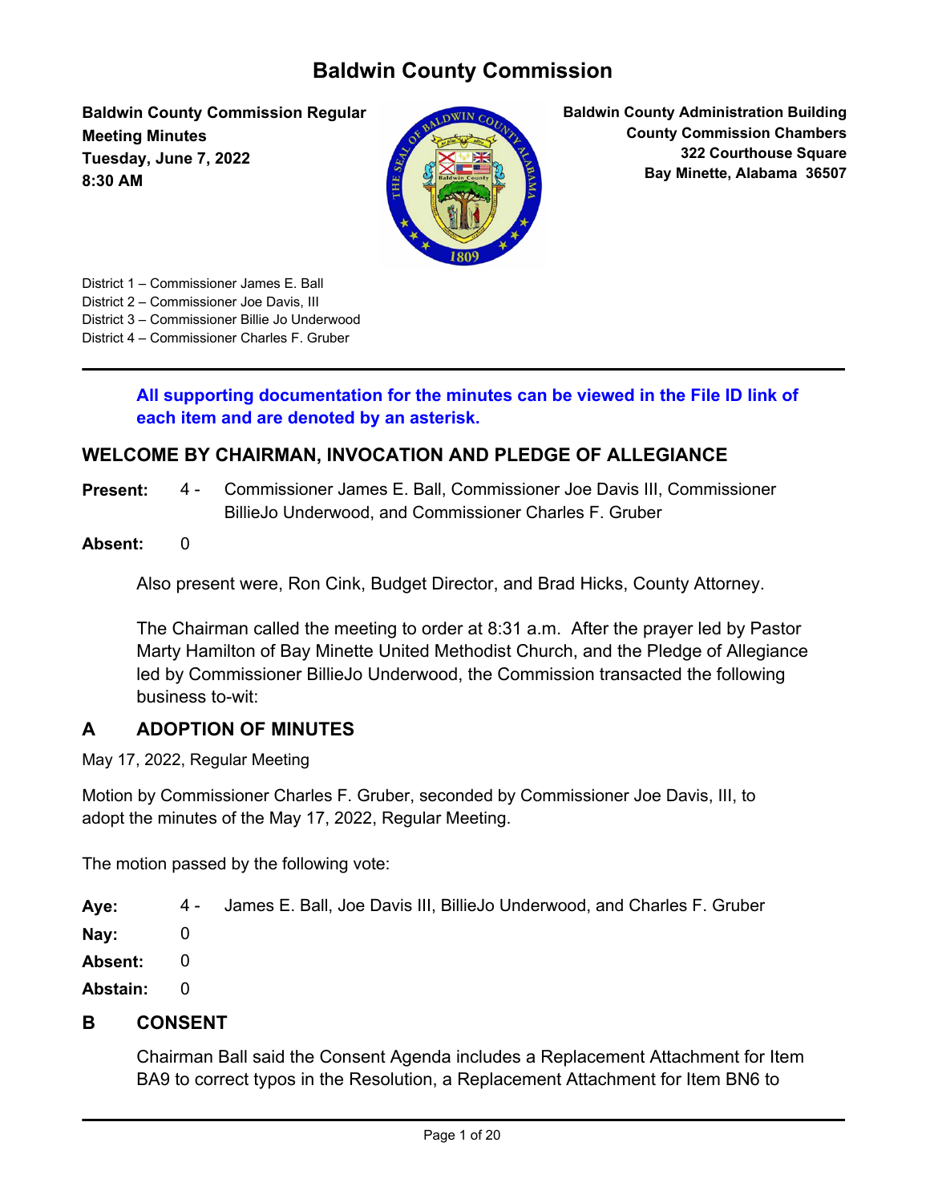# Baldwin County Commission

**Baldwin County Commission Regular Meeting Minutes**
**Tuesday, June 7, 2022**
**8:30 AM**

**Baldwin County Administration Building**
**County Commission Chambers**
**322 Courthouse Square**
**Bay Minette, Alabama 36507**

District 1 – Commissioner James E. Ball
District 2 – Commissioner Joe Davis, III
District 3 – Commissioner Billie Jo Underwood
District 4 – Commissioner Charles F. Gruber

---

**All supporting documentation for the minutes can be viewed in the File ID link of each item and are denoted by an asterisk.**

## WELCOME BY CHAIRMAN, INVOCATION AND PLEDGE OF ALLEGIANCE

**Present:** 4 - Commissioner James E. Ball, Commissioner Joe Davis III, Commissioner BillieJo Underwood, and Commissioner Charles F. Gruber

**Absent:** 0

Also present were, Ron Cink, Budget Director, and Brad Hicks, County Attorney.

The Chairman called the meeting to order at 8:31 a.m. After the prayer led by Pastor Marty Hamilton of Bay Minette United Methodist Church, and the Pledge of Allegiance led by Commissioner BillieJo Underwood, the Commission transacted the following business to-wit:

## A ADOPTION OF MINUTES

May 17, 2022, Regular Meeting

Motion by Commissioner Charles F. Gruber, seconded by Commissioner Joe Davis, III, to adopt the minutes of the May 17, 2022, Regular Meeting.

The motion passed by the following vote:

**Aye:** 4 - James E. Ball, Joe Davis III, BillieJo Underwood, and Charles F. Gruber

**Nay:** 0

**Absent:** 0

**Abstain:** 0

## B CONSENT

Chairman Ball said the Consent Agenda includes a Replacement Attachment for Item BA9 to correct typos in the Resolution, a Replacement Attachment for Item BN6 to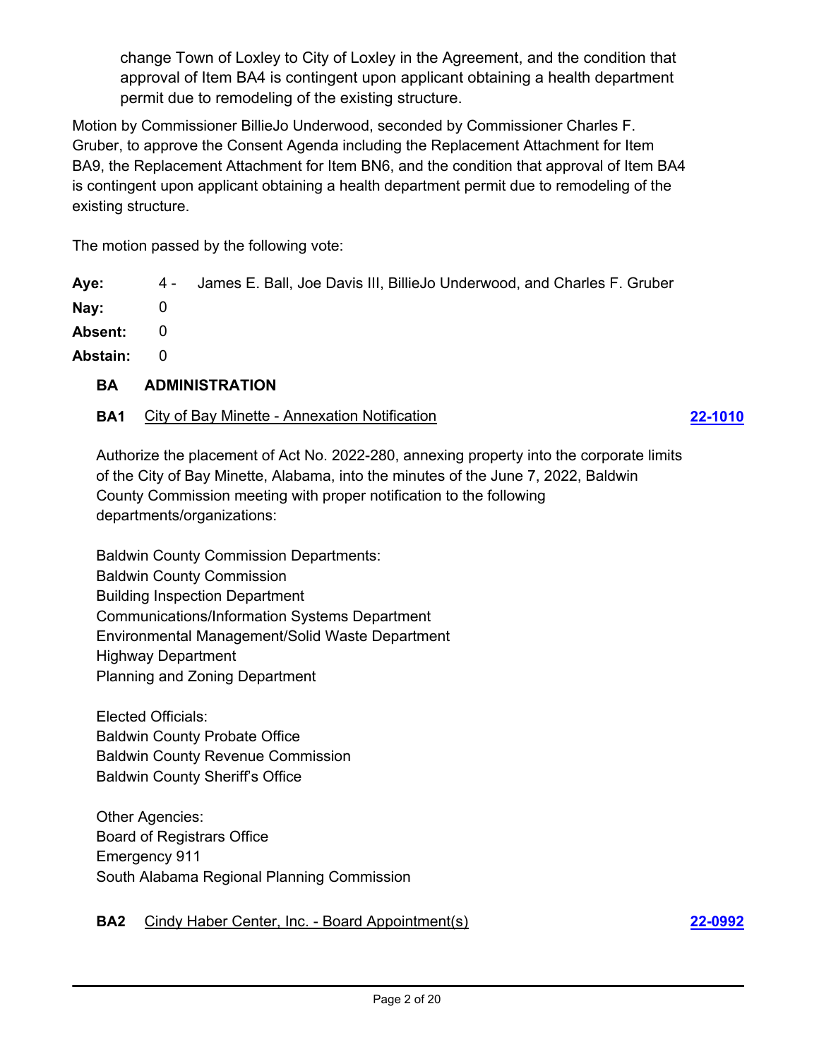change Town of Loxley to City of Loxley in the Agreement, and the condition that approval of Item BA4 is contingent upon applicant obtaining a health department permit due to remodeling of the existing structure.

Motion by Commissioner BillieJo Underwood, seconded by Commissioner Charles F. Gruber, to approve the Consent Agenda including the Replacement Attachment for Item BA9, the Replacement Attachment for Item BN6, and the condition that approval of Item BA4 is contingent upon applicant obtaining a health department permit due to remodeling of the existing structure.

The motion passed by the following vote:

**Aye:** 4 - James E. Ball, Joe Davis III, BillieJo Underwood, and Charles F. Gruber

**Nay:** 0

**Absent:** 0

**Abstain:** 0

## BA ADMINISTRATION

**BA1** City of Bay Minette - Annexation Notification **22-1010**

Authorize the placement of Act No. 2022-280, annexing property into the corporate limits of the City of Bay Minette, Alabama, into the minutes of the June 7, 2022, Baldwin County Commission meeting with proper notification to the following departments/organizations:

Baldwin County Commission Departments:
Baldwin County Commission
Building Inspection Department
Communications/Information Systems Department
Environmental Management/Solid Waste Department
Highway Department
Planning and Zoning Department

Elected Officials:
Baldwin County Probate Office
Baldwin County Revenue Commission
Baldwin County Sheriff's Office

Other Agencies:
Board of Registrars Office
Emergency 911
South Alabama Regional Planning Commission

**BA2** Cindy Haber Center, Inc. - Board Appointment(s) **22-0992**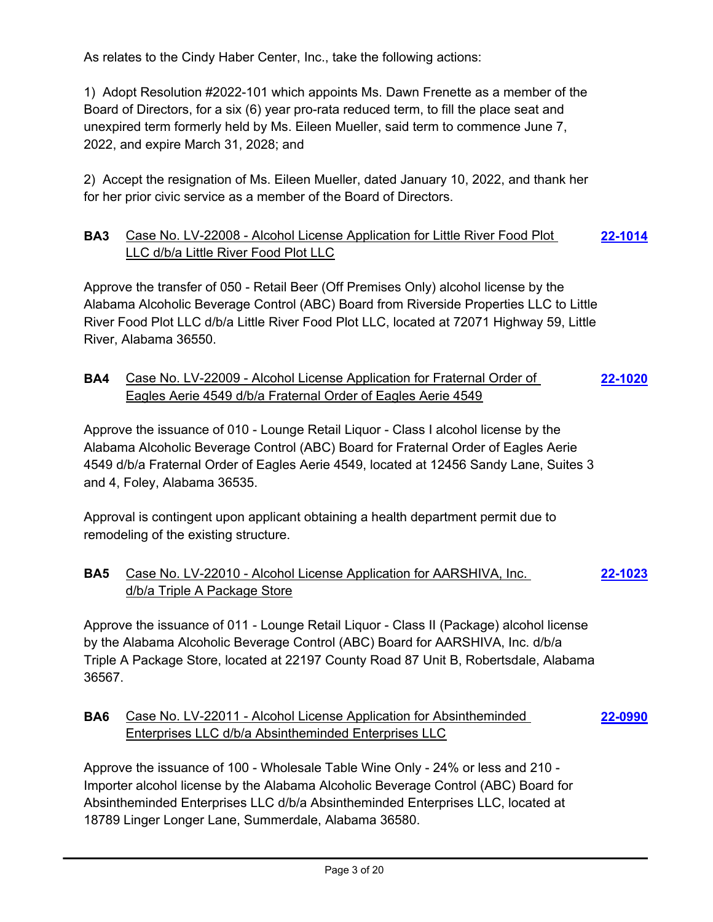As relates to the Cindy Haber Center, Inc., take the following actions:

1) Adopt Resolution #2022-101 which appoints Ms. Dawn Frenette as a member of the Board of Directors, for a six (6) year pro-rata reduced term, to fill the place seat and unexpired term formerly held by Ms. Eileen Mueller, said term to commence June 7, 2022, and expire March 31, 2028; and

2) Accept the resignation of Ms. Eileen Mueller, dated January 10, 2022, and thank her for her prior civic service as a member of the Board of Directors.

**BA3** Case No. LV-22008 - Alcohol License Application for Little River Food Plot LLC d/b/a Little River Food Plot LLC **22-1014**

Approve the transfer of 050 - Retail Beer (Off Premises Only) alcohol license by the Alabama Alcoholic Beverage Control (ABC) Board from Riverside Properties LLC to Little River Food Plot LLC d/b/a Little River Food Plot LLC, located at 72071 Highway 59, Little River, Alabama 36550.

**BA4** Case No. LV-22009 - Alcohol License Application for Fraternal Order of Eagles Aerie 4549 d/b/a Fraternal Order of Eagles Aerie 4549 **22-1020**

Approve the issuance of 010 - Lounge Retail Liquor - Class I alcohol license by the Alabama Alcoholic Beverage Control (ABC) Board for Fraternal Order of Eagles Aerie 4549 d/b/a Fraternal Order of Eagles Aerie 4549, located at 12456 Sandy Lane, Suites 3 and 4, Foley, Alabama 36535.

Approval is contingent upon applicant obtaining a health department permit due to remodeling of the existing structure.

**BA5** Case No. LV-22010 - Alcohol License Application for AARSHIVA, Inc. d/b/a Triple A Package Store **22-1023**

Approve the issuance of 011 - Lounge Retail Liquor - Class II (Package) alcohol license by the Alabama Alcoholic Beverage Control (ABC) Board for AARSHIVA, Inc. d/b/a Triple A Package Store, located at 22197 County Road 87 Unit B, Robertsdale, Alabama 36567.

**BA6** Case No. LV-22011 - Alcohol License Application for Absintheminded Enterprises LLC d/b/a Absintheminded Enterprises LLC **22-0990**

Approve the issuance of 100 - Wholesale Table Wine Only - 24% or less and 210 - Importer alcohol license by the Alabama Alcoholic Beverage Control (ABC) Board for Absintheminded Enterprises LLC d/b/a Absintheminded Enterprises LLC, located at 18789 Linger Longer Lane, Summerdale, Alabama 36580.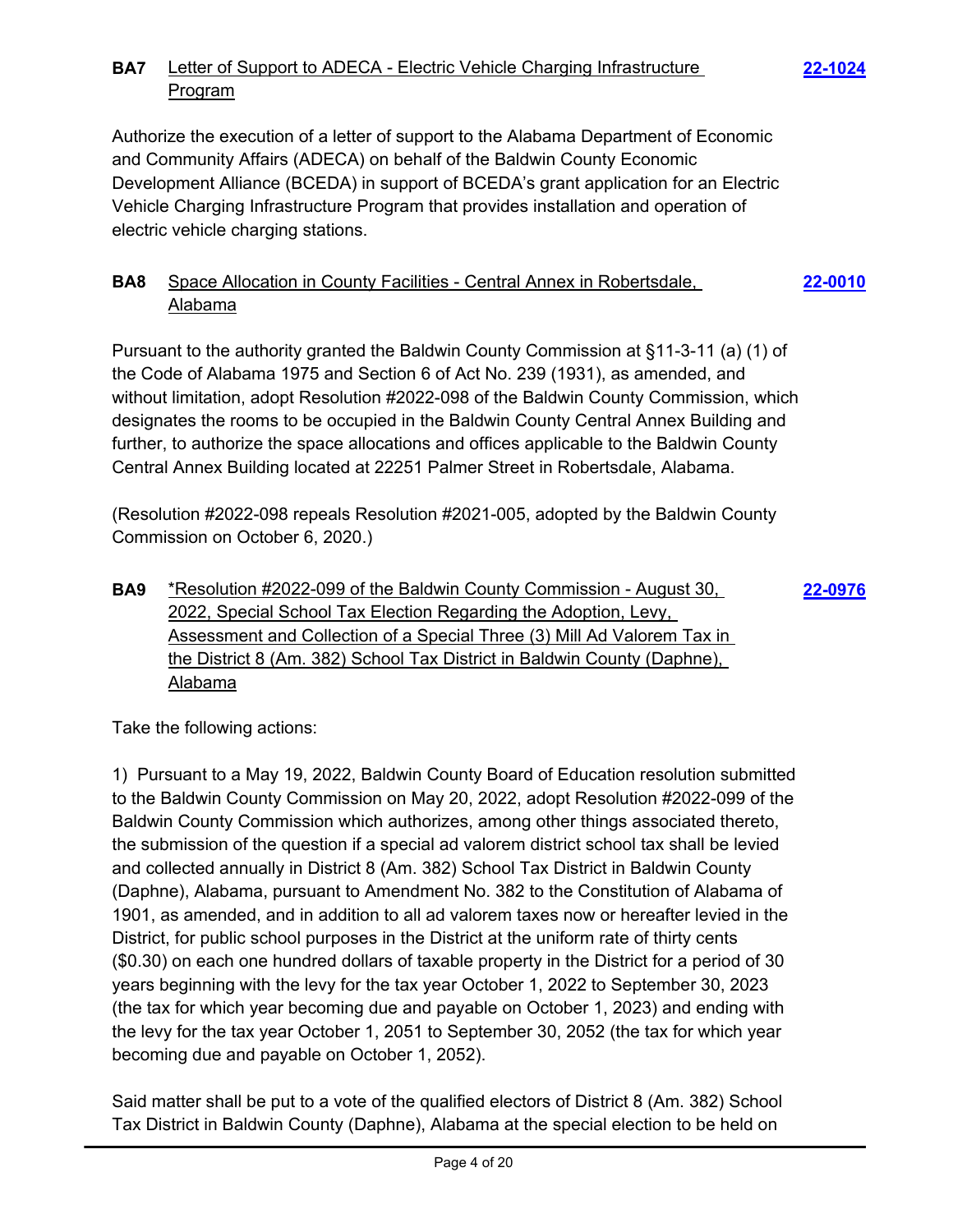**BA7** Letter of Support to ADECA - Electric Vehicle Charging Infrastructure Program **22-1024**

Authorize the execution of a letter of support to the Alabama Department of Economic and Community Affairs (ADECA) on behalf of the Baldwin County Economic Development Alliance (BCEDA) in support of BCEDA's grant application for an Electric Vehicle Charging Infrastructure Program that provides installation and operation of electric vehicle charging stations.

**BA8** Space Allocation in County Facilities - Central Annex in Robertsdale, Alabama **22-0010**

Pursuant to the authority granted the Baldwin County Commission at §11-3-11 (a) (1) of the Code of Alabama 1975 and Section 6 of Act No. 239 (1931), as amended, and without limitation, adopt Resolution #2022-098 of the Baldwin County Commission, which designates the rooms to be occupied in the Baldwin County Central Annex Building and further, to authorize the space allocations and offices applicable to the Baldwin County Central Annex Building located at 22251 Palmer Street in Robertsdale, Alabama.

(Resolution #2022-098 repeals Resolution #2021-005, adopted by the Baldwin County Commission on October 6, 2020.)

**BA9** *Resolution #2022-099 of the Baldwin County Commission - August 30, 2022, Special School Tax Election Regarding the Adoption, Levy, Assessment and Collection of a Special Three (3) Mill Ad Valorem Tax in the District 8 (Am. 382) School Tax District in Baldwin County (Daphne), Alabama **22-0976**

Take the following actions:

1) Pursuant to a May 19, 2022, Baldwin County Board of Education resolution submitted to the Baldwin County Commission on May 20, 2022, adopt Resolution #2022-099 of the Baldwin County Commission which authorizes, among other things associated thereto, the submission of the question if a special ad valorem district school tax shall be levied and collected annually in District 8 (Am. 382) School Tax District in Baldwin County (Daphne), Alabama, pursuant to Amendment No. 382 to the Constitution of Alabama of 1901, as amended, and in addition to all ad valorem taxes now or hereafter levied in the District, for public school purposes in the District at the uniform rate of thirty cents ($0.30) on each one hundred dollars of taxable property in the District for a period of 30 years beginning with the levy for the tax year October 1, 2022 to September 30, 2023 (the tax for which year becoming due and payable on October 1, 2023) and ending with the levy for the tax year October 1, 2051 to September 30, 2052 (the tax for which year becoming due and payable on October 1, 2052).

Said matter shall be put to a vote of the qualified electors of District 8 (Am. 382) School Tax District in Baldwin County (Daphne), Alabama at the special election to be held on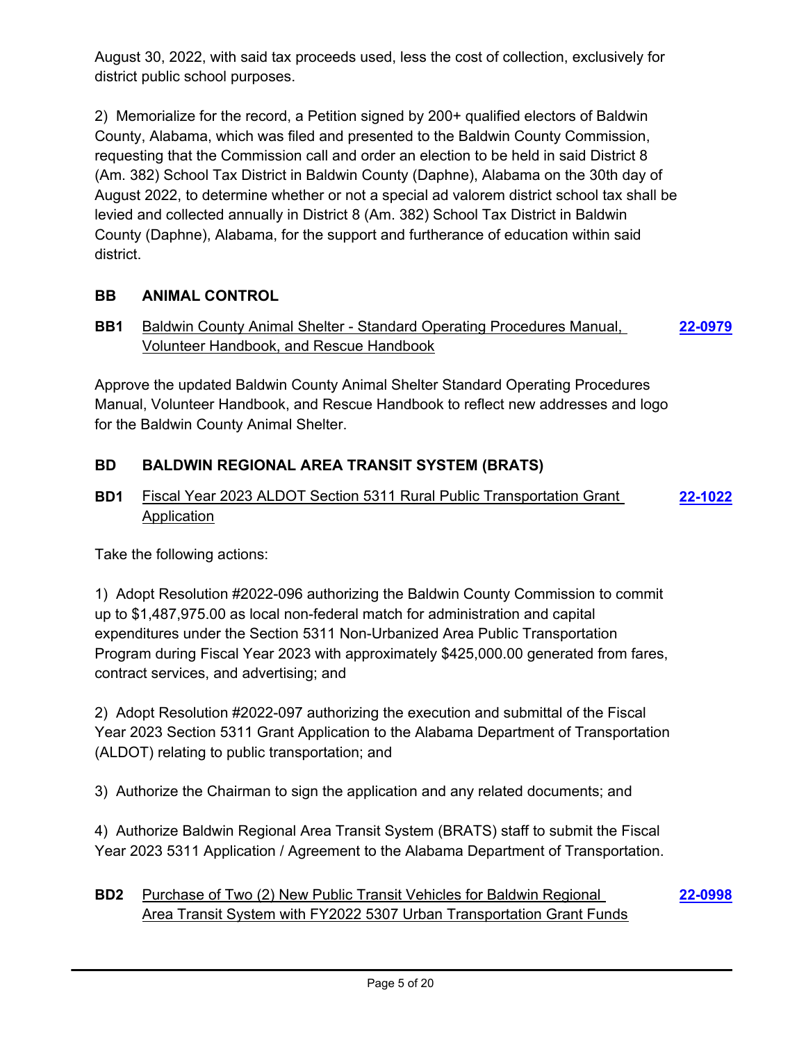August 30, 2022, with said tax proceeds used, less the cost of collection, exclusively for district public school purposes.

2) Memorialize for the record, a Petition signed by 200+ qualified electors of Baldwin County, Alabama, which was filed and presented to the Baldwin County Commission, requesting that the Commission call and order an election to be held in said District 8 (Am. 382) School Tax District in Baldwin County (Daphne), Alabama on the 30th day of August 2022, to determine whether or not a special ad valorem district school tax shall be levied and collected annually in District 8 (Am. 382) School Tax District in Baldwin County (Daphne), Alabama, for the support and furtherance of education within said district.

## BB ANIMAL CONTROL

**BB1** Baldwin County Animal Shelter - Standard Operating Procedures Manual, Volunteer Handbook, and Rescue Handbook **22-0979**

Approve the updated Baldwin County Animal Shelter Standard Operating Procedures Manual, Volunteer Handbook, and Rescue Handbook to reflect new addresses and logo for the Baldwin County Animal Shelter.

## BD BALDWIN REGIONAL AREA TRANSIT SYSTEM (BRATS)

**BD1** Fiscal Year 2023 ALDOT Section 5311 Rural Public Transportation Grant Application **22-1022**

Take the following actions:

1) Adopt Resolution #2022-096 authorizing the Baldwin County Commission to commit up to $1,487,975.00 as local non-federal match for administration and capital expenditures under the Section 5311 Non-Urbanized Area Public Transportation Program during Fiscal Year 2023 with approximately $425,000.00 generated from fares, contract services, and advertising; and

2) Adopt Resolution #2022-097 authorizing the execution and submittal of the Fiscal Year 2023 Section 5311 Grant Application to the Alabama Department of Transportation (ALDOT) relating to public transportation; and

3) Authorize the Chairman to sign the application and any related documents; and

4) Authorize Baldwin Regional Area Transit System (BRATS) staff to submit the Fiscal Year 2023 5311 Application / Agreement to the Alabama Department of Transportation.

**BD2** Purchase of Two (2) New Public Transit Vehicles for Baldwin Regional Area Transit System with FY2022 5307 Urban Transportation Grant Funds **22-0998**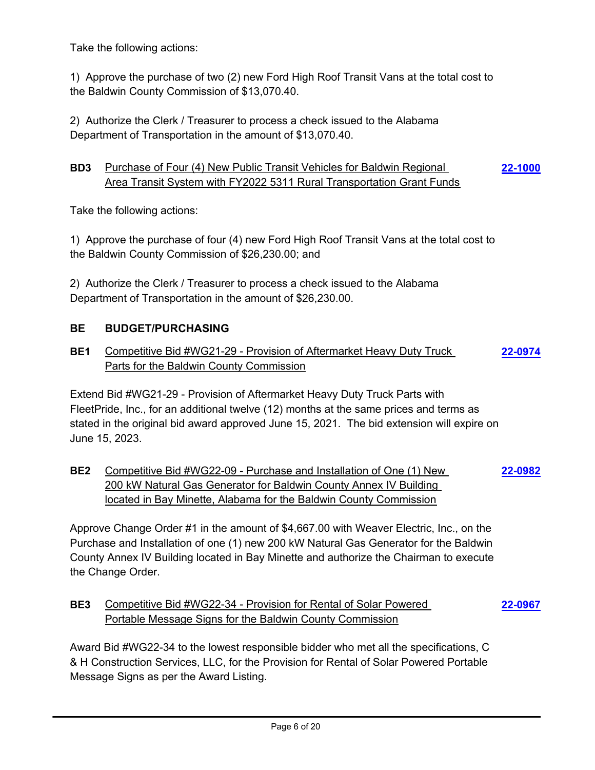Take the following actions:

1) Approve the purchase of two (2) new Ford High Roof Transit Vans at the total cost to the Baldwin County Commission of $13,070.40.

2) Authorize the Clerk / Treasurer to process a check issued to the Alabama Department of Transportation in the amount of $13,070.40.

**BD3** Purchase of Four (4) New Public Transit Vehicles for Baldwin Regional Area Transit System with FY2022 5311 Rural Transportation Grant Funds **22-1000**

Take the following actions:

1) Approve the purchase of four (4) new Ford High Roof Transit Vans at the total cost to the Baldwin County Commission of $26,230.00; and

2) Authorize the Clerk / Treasurer to process a check issued to the Alabama Department of Transportation in the amount of $26,230.00.

## BE BUDGET/PURCHASING

**BE1** Competitive Bid #WG21-29 - Provision of Aftermarket Heavy Duty Truck Parts for the Baldwin County Commission **22-0974**

Extend Bid #WG21-29 - Provision of Aftermarket Heavy Duty Truck Parts with FleetPride, Inc., for an additional twelve (12) months at the same prices and terms as stated in the original bid award approved June 15, 2021. The bid extension will expire on June 15, 2023.

**BE2** Competitive Bid #WG22-09 - Purchase and Installation of One (1) New 200 kW Natural Gas Generator for Baldwin County Annex IV Building located in Bay Minette, Alabama for the Baldwin County Commission **22-0982**

Approve Change Order #1 in the amount of $4,667.00 with Weaver Electric, Inc., on the Purchase and Installation of one (1) new 200 kW Natural Gas Generator for the Baldwin County Annex IV Building located in Bay Minette and authorize the Chairman to execute the Change Order.

**BE3** Competitive Bid #WG22-34 - Provision for Rental of Solar Powered Portable Message Signs for the Baldwin County Commission **22-0967**

Award Bid #WG22-34 to the lowest responsible bidder who met all the specifications, C & H Construction Services, LLC, for the Provision for Rental of Solar Powered Portable Message Signs as per the Award Listing.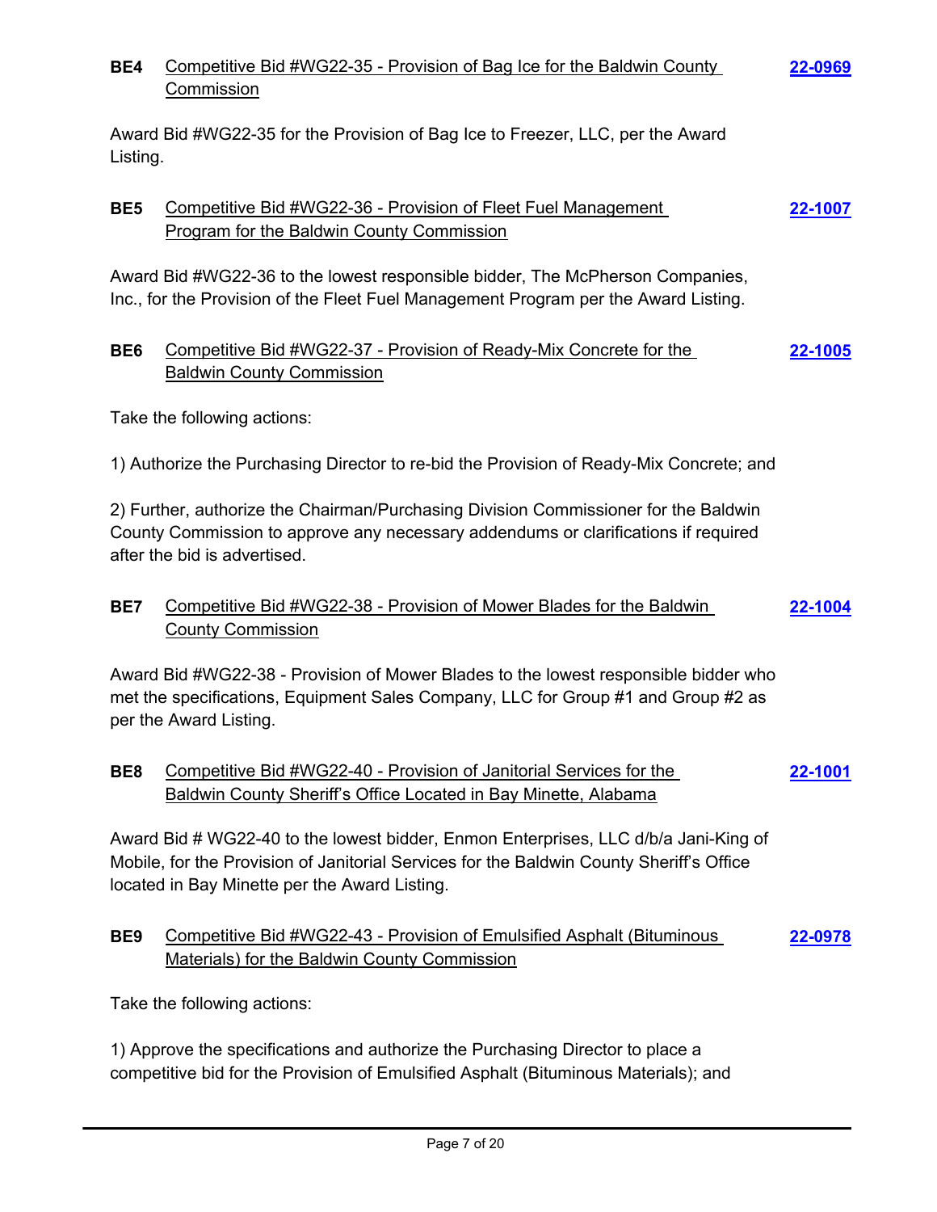**BE4** Competitive Bid #WG22-35 - Provision of Bag Ice for the Baldwin County Commission **22-0969**

Award Bid #WG22-35 for the Provision of Bag Ice to Freezer, LLC, per the Award Listing.

**BE5** Competitive Bid #WG22-36 - Provision of Fleet Fuel Management Program for the Baldwin County Commission **22-1007**

Award Bid #WG22-36 to the lowest responsible bidder, The McPherson Companies, Inc., for the Provision of the Fleet Fuel Management Program per the Award Listing.

**BE6** Competitive Bid #WG22-37 - Provision of Ready-Mix Concrete for the Baldwin County Commission **22-1005**

Take the following actions:

1) Authorize the Purchasing Director to re-bid the Provision of Ready-Mix Concrete; and

2) Further, authorize the Chairman/Purchasing Division Commissioner for the Baldwin County Commission to approve any necessary addendums or clarifications if required after the bid is advertised.

**BE7** Competitive Bid #WG22-38 - Provision of Mower Blades for the Baldwin County Commission **22-1004**

Award Bid #WG22-38 - Provision of Mower Blades to the lowest responsible bidder who met the specifications, Equipment Sales Company, LLC for Group #1 and Group #2 as per the Award Listing.

**BE8** Competitive Bid #WG22-40 - Provision of Janitorial Services for the Baldwin County Sheriff's Office Located in Bay Minette, Alabama **22-1001**

Award Bid # WG22-40 to the lowest bidder, Enmon Enterprises, LLC d/b/a Jani-King of Mobile, for the Provision of Janitorial Services for the Baldwin County Sheriff's Office located in Bay Minette per the Award Listing.

**BE9** Competitive Bid #WG22-43 - Provision of Emulsified Asphalt (Bituminous Materials) for the Baldwin County Commission **22-0978**

Take the following actions:

1) Approve the specifications and authorize the Purchasing Director to place a competitive bid for the Provision of Emulsified Asphalt (Bituminous Materials); and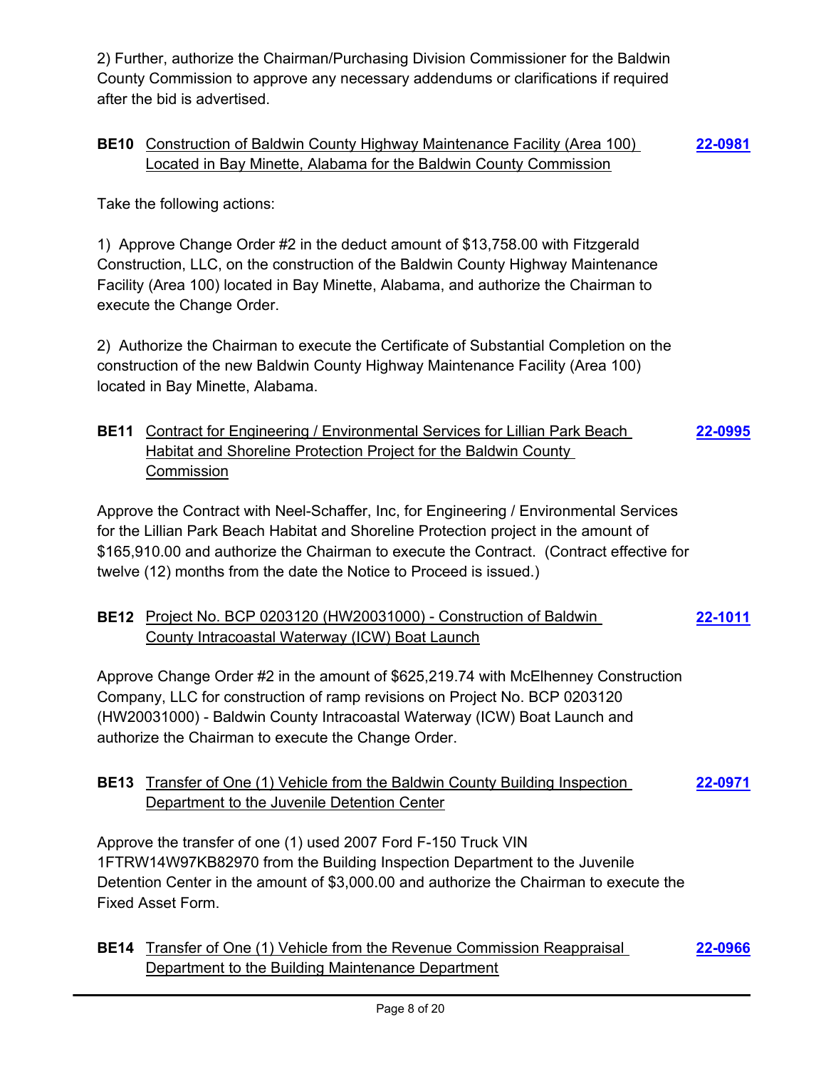2) Further, authorize the Chairman/Purchasing Division Commissioner for the Baldwin County Commission to approve any necessary addendums or clarifications if required after the bid is advertised.

**BE10** Construction of Baldwin County Highway Maintenance Facility (Area 100) Located in Bay Minette, Alabama for the Baldwin County Commission **22-0981**

Take the following actions:

1) Approve Change Order #2 in the deduct amount of $13,758.00 with Fitzgerald Construction, LLC, on the construction of the Baldwin County Highway Maintenance Facility (Area 100) located in Bay Minette, Alabama, and authorize the Chairman to execute the Change Order.

2) Authorize the Chairman to execute the Certificate of Substantial Completion on the construction of the new Baldwin County Highway Maintenance Facility (Area 100) located in Bay Minette, Alabama.

**BE11** Contract for Engineering / Environmental Services for Lillian Park Beach Habitat and Shoreline Protection Project for the Baldwin County Commission **22-0995**

Approve the Contract with Neel-Schaffer, Inc, for Engineering / Environmental Services for the Lillian Park Beach Habitat and Shoreline Protection project in the amount of $165,910.00 and authorize the Chairman to execute the Contract. (Contract effective for twelve (12) months from the date the Notice to Proceed is issued.)

**BE12** Project No. BCP 0203120 (HW20031000) - Construction of Baldwin County Intracoastal Waterway (ICW) Boat Launch **22-1011**

Approve Change Order #2 in the amount of $625,219.74 with McElhenney Construction Company, LLC for construction of ramp revisions on Project No. BCP 0203120 (HW20031000) - Baldwin County Intracoastal Waterway (ICW) Boat Launch and authorize the Chairman to execute the Change Order.

**BE13** Transfer of One (1) Vehicle from the Baldwin County Building Inspection Department to the Juvenile Detention Center **22-0971**

Approve the transfer of one (1) used 2007 Ford F-150 Truck VIN 1FTRW14W97KB82970 from the Building Inspection Department to the Juvenile Detention Center in the amount of $3,000.00 and authorize the Chairman to execute the Fixed Asset Form.

**BE14** Transfer of One (1) Vehicle from the Revenue Commission Reappraisal Department to the Building Maintenance Department **22-0966**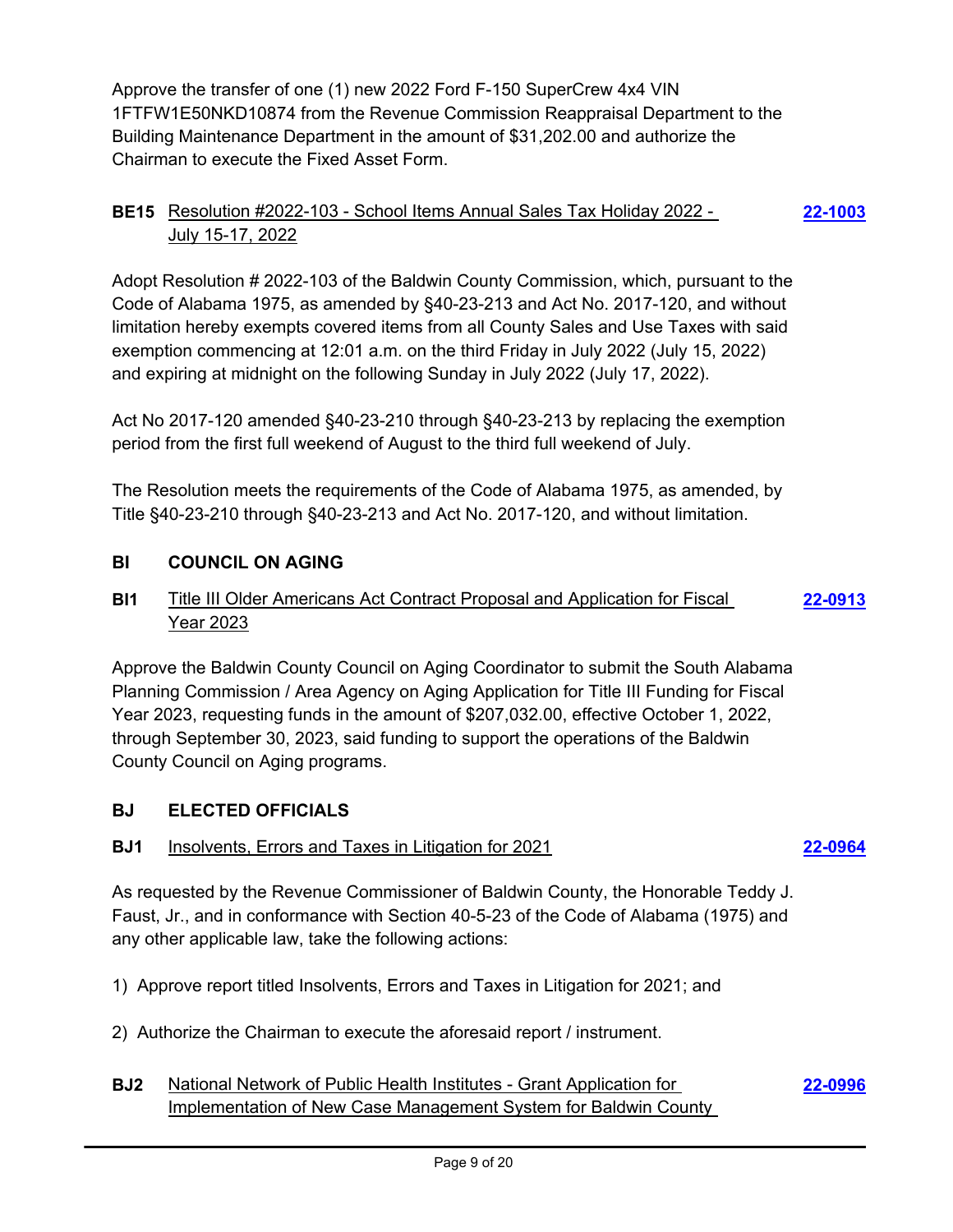Approve the transfer of one (1) new 2022 Ford F-150 SuperCrew 4x4 VIN 1FTFW1E50NKD10874 from the Revenue Commission Reappraisal Department to the Building Maintenance Department in the amount of $31,202.00 and authorize the Chairman to execute the Fixed Asset Form.

**BE15** Resolution #2022-103 - School Items Annual Sales Tax Holiday 2022 - July 15-17, 2022 **22-1003**

Adopt Resolution # 2022-103 of the Baldwin County Commission, which, pursuant to the Code of Alabama 1975, as amended by §40-23-213 and Act No. 2017-120, and without limitation hereby exempts covered items from all County Sales and Use Taxes with said exemption commencing at 12:01 a.m. on the third Friday in July 2022 (July 15, 2022) and expiring at midnight on the following Sunday in July 2022 (July 17, 2022).

Act No 2017-120 amended §40-23-210 through §40-23-213 by replacing the exemption period from the first full weekend of August to the third full weekend of July.

The Resolution meets the requirements of the Code of Alabama 1975, as amended, by Title §40-23-210 through §40-23-213 and Act No. 2017-120, and without limitation.

## BI COUNCIL ON AGING

**BI1** Title III Older Americans Act Contract Proposal and Application for Fiscal Year 2023 **22-0913**

Approve the Baldwin County Council on Aging Coordinator to submit the South Alabama Planning Commission / Area Agency on Aging Application for Title III Funding for Fiscal Year 2023, requesting funds in the amount of $207,032.00, effective October 1, 2022, through September 30, 2023, said funding to support the operations of the Baldwin County Council on Aging programs.

## BJ ELECTED OFFICIALS

**BJ1** Insolvents, Errors and Taxes in Litigation for 2021 **22-0964**

As requested by the Revenue Commissioner of Baldwin County, the Honorable Teddy J. Faust, Jr., and in conformance with Section 40-5-23 of the Code of Alabama (1975) and any other applicable law, take the following actions:

1) Approve report titled Insolvents, Errors and Taxes in Litigation for 2021; and

2) Authorize the Chairman to execute the aforesaid report / instrument.

**BJ2** National Network of Public Health Institutes - Grant Application for Implementation of New Case Management System for Baldwin County **22-0996**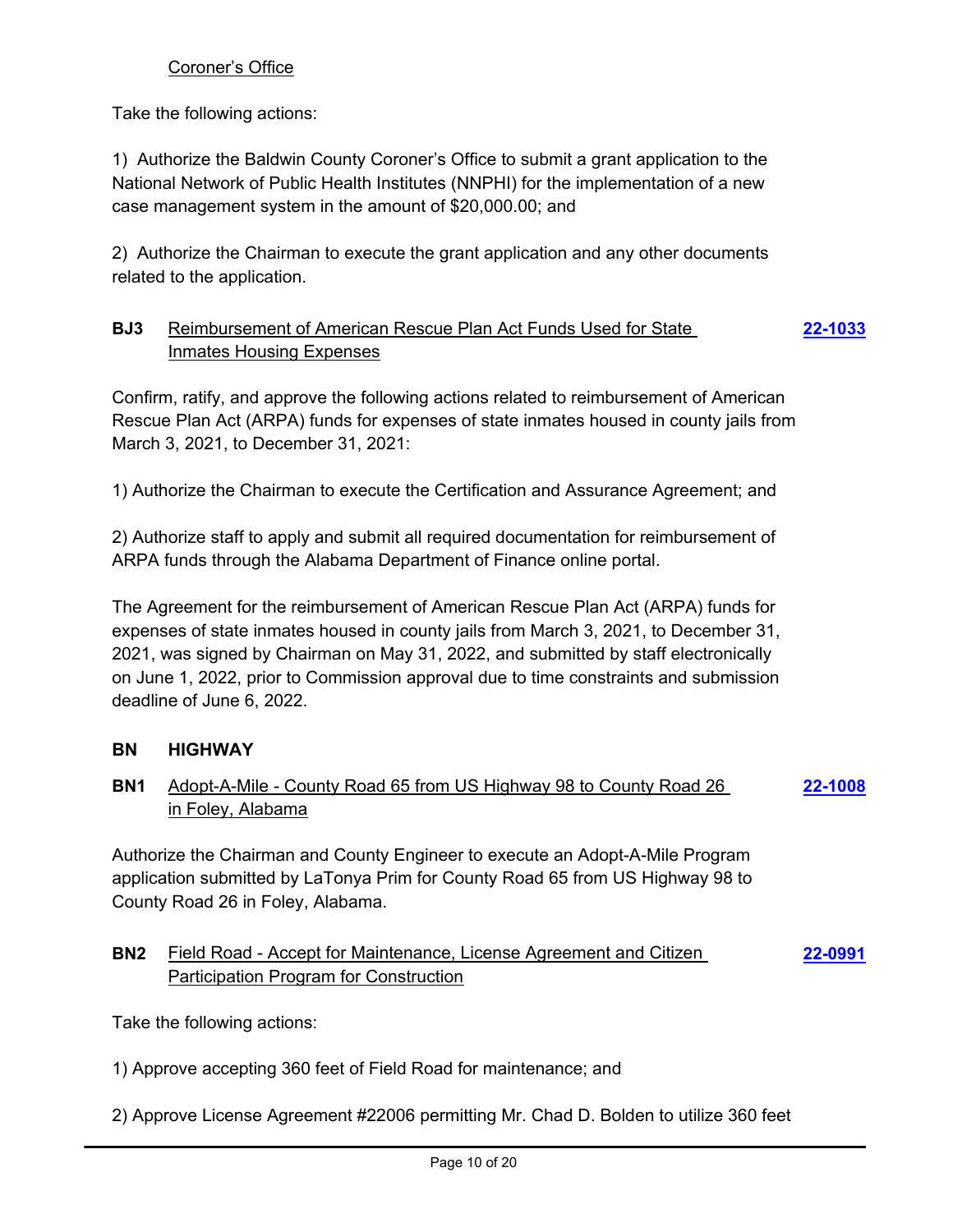Coroner's Office

Take the following actions:

1) Authorize the Baldwin County Coroner's Office to submit a grant application to the National Network of Public Health Institutes (NNPHI) for the implementation of a new case management system in the amount of $20,000.00; and

2) Authorize the Chairman to execute the grant application and any other documents related to the application.

**BJ3** Reimbursement of American Rescue Plan Act Funds Used for State Inmates Housing Expenses **22-1033**

Confirm, ratify, and approve the following actions related to reimbursement of American Rescue Plan Act (ARPA) funds for expenses of state inmates housed in county jails from March 3, 2021, to December 31, 2021:

1) Authorize the Chairman to execute the Certification and Assurance Agreement; and

2) Authorize staff to apply and submit all required documentation for reimbursement of ARPA funds through the Alabama Department of Finance online portal.

The Agreement for the reimbursement of American Rescue Plan Act (ARPA) funds for expenses of state inmates housed in county jails from March 3, 2021, to December 31, 2021, was signed by Chairman on May 31, 2022, and submitted by staff electronically on June 1, 2022, prior to Commission approval due to time constraints and submission deadline of June 6, 2022.

## BN HIGHWAY

**BN1** Adopt-A-Mile - County Road 65 from US Highway 98 to County Road 26 in Foley, Alabama **22-1008**

Authorize the Chairman and County Engineer to execute an Adopt-A-Mile Program application submitted by LaTonya Prim for County Road 65 from US Highway 98 to County Road 26 in Foley, Alabama.

**BN2** Field Road - Accept for Maintenance, License Agreement and Citizen Participation Program for Construction **22-0991**

Take the following actions:

1) Approve accepting 360 feet of Field Road for maintenance; and

2) Approve License Agreement #22006 permitting Mr. Chad D. Bolden to utilize 360 feet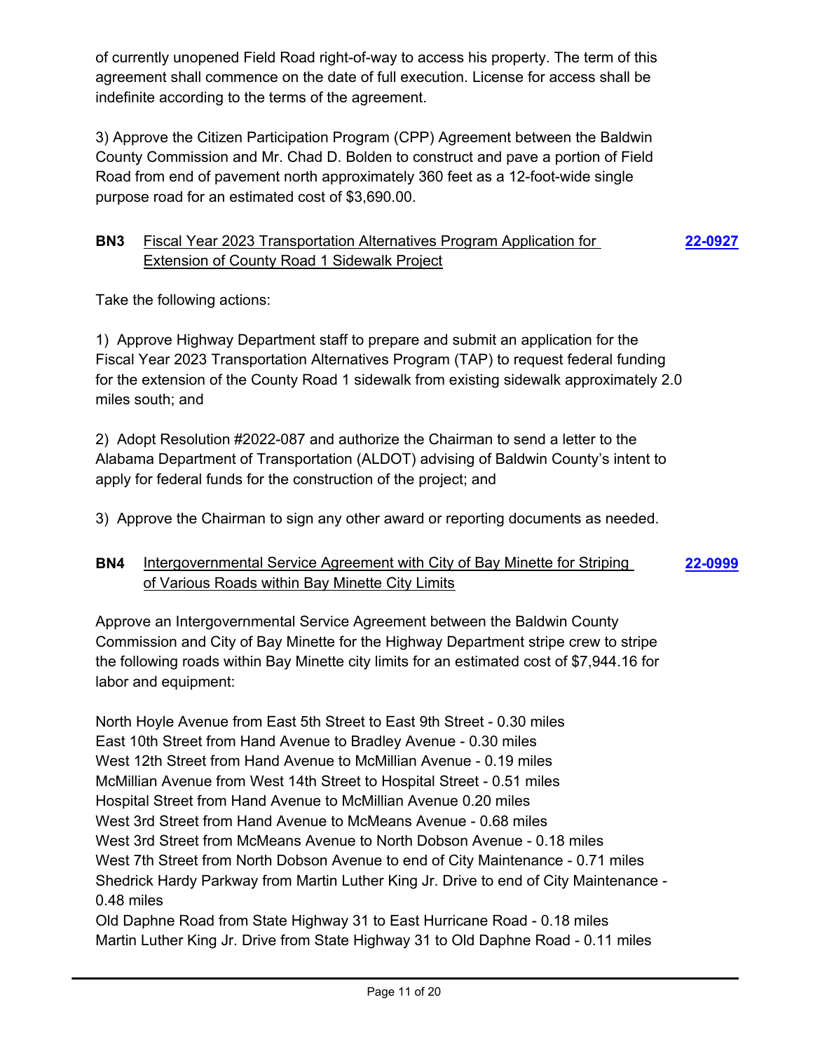of currently unopened Field Road right-of-way to access his property. The term of this agreement shall commence on the date of full execution. License for access shall be indefinite according to the terms of the agreement.

3) Approve the Citizen Participation Program (CPP) Agreement between the Baldwin County Commission and Mr. Chad D. Bolden to construct and pave a portion of Field Road from end of pavement north approximately 360 feet as a 12-foot-wide single purpose road for an estimated cost of $3,690.00.

**BN3** Fiscal Year 2023 Transportation Alternatives Program Application for Extension of County Road 1 Sidewalk Project **22-0927**

Take the following actions:

1) Approve Highway Department staff to prepare and submit an application for the Fiscal Year 2023 Transportation Alternatives Program (TAP) to request federal funding for the extension of the County Road 1 sidewalk from existing sidewalk approximately 2.0 miles south; and

2) Adopt Resolution #2022-087 and authorize the Chairman to send a letter to the Alabama Department of Transportation (ALDOT) advising of Baldwin County's intent to apply for federal funds for the construction of the project; and

3) Approve the Chairman to sign any other award or reporting documents as needed.

**BN4** Intergovernmental Service Agreement with City of Bay Minette for Striping of Various Roads within Bay Minette City Limits **22-0999**

Approve an Intergovernmental Service Agreement between the Baldwin County Commission and City of Bay Minette for the Highway Department stripe crew to stripe the following roads within Bay Minette city limits for an estimated cost of $7,944.16 for labor and equipment:

North Hoyle Avenue from East 5th Street to East 9th Street - 0.30 miles
East 10th Street from Hand Avenue to Bradley Avenue - 0.30 miles
West 12th Street from Hand Avenue to McMillian Avenue - 0.19 miles
McMillian Avenue from West 14th Street to Hospital Street - 0.51 miles
Hospital Street from Hand Avenue to McMillian Avenue 0.20 miles
West 3rd Street from Hand Avenue to McMeans Avenue - 0.68 miles
West 3rd Street from McMeans Avenue to North Dobson Avenue - 0.18 miles
West 7th Street from North Dobson Avenue to end of City Maintenance - 0.71 miles
Shedrick Hardy Parkway from Martin Luther King Jr. Drive to end of City Maintenance - 0.48 miles
Old Daphne Road from State Highway 31 to East Hurricane Road - 0.18 miles
Martin Luther King Jr. Drive from State Highway 31 to Old Daphne Road - 0.11 miles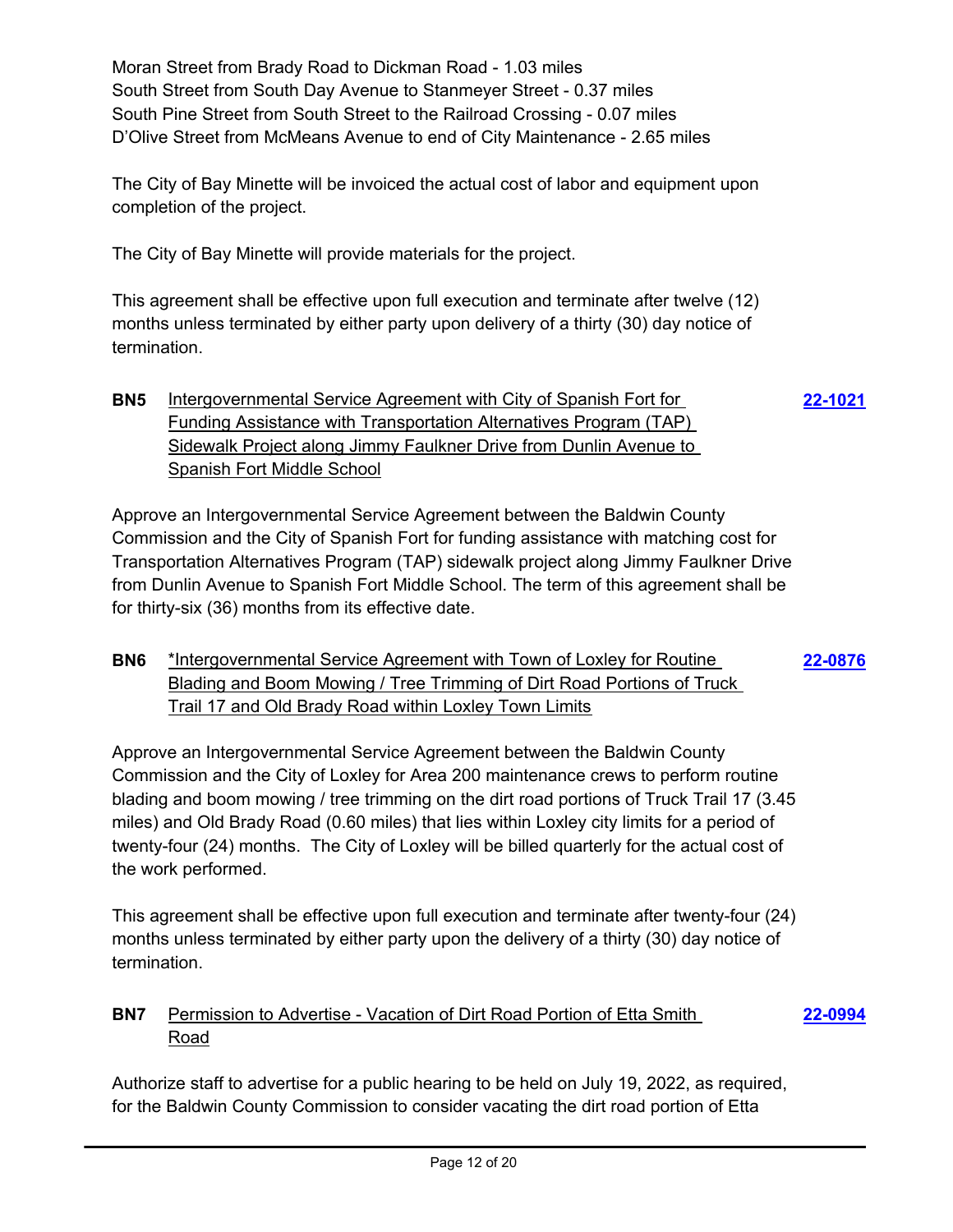Moran Street from Brady Road to Dickman Road - 1.03 miles
South Street from South Day Avenue to Stanmeyer Street - 0.37 miles
South Pine Street from South Street to the Railroad Crossing - 0.07 miles
D'Olive Street from McMeans Avenue to end of City Maintenance - 2.65 miles

The City of Bay Minette will be invoiced the actual cost of labor and equipment upon completion of the project.

The City of Bay Minette will provide materials for the project.

This agreement shall be effective upon full execution and terminate after twelve (12) months unless terminated by either party upon delivery of a thirty (30) day notice of termination.

**BN5** Intergovernmental Service Agreement with City of Spanish Fort for Funding Assistance with Transportation Alternatives Program (TAP) Sidewalk Project along Jimmy Faulkner Drive from Dunlin Avenue to Spanish Fort Middle School **22-1021**

Approve an Intergovernmental Service Agreement between the Baldwin County Commission and the City of Spanish Fort for funding assistance with matching cost for Transportation Alternatives Program (TAP) sidewalk project along Jimmy Faulkner Drive from Dunlin Avenue to Spanish Fort Middle School. The term of this agreement shall be for thirty-six (36) months from its effective date.

**BN6** *Intergovernmental Service Agreement with Town of Loxley for Routine Blading and Boom Mowing / Tree Trimming of Dirt Road Portions of Truck Trail 17 and Old Brady Road within Loxley Town Limits **22-0876**

Approve an Intergovernmental Service Agreement between the Baldwin County Commission and the City of Loxley for Area 200 maintenance crews to perform routine blading and boom mowing / tree trimming on the dirt road portions of Truck Trail 17 (3.45 miles) and Old Brady Road (0.60 miles) that lies within Loxley city limits for a period of twenty-four (24) months. The City of Loxley will be billed quarterly for the actual cost of the work performed.

This agreement shall be effective upon full execution and terminate after twenty-four (24) months unless terminated by either party upon the delivery of a thirty (30) day notice of termination.

**BN7** Permission to Advertise - Vacation of Dirt Road Portion of Etta Smith Road **22-0994**

Authorize staff to advertise for a public hearing to be held on July 19, 2022, as required, for the Baldwin County Commission to consider vacating the dirt road portion of Etta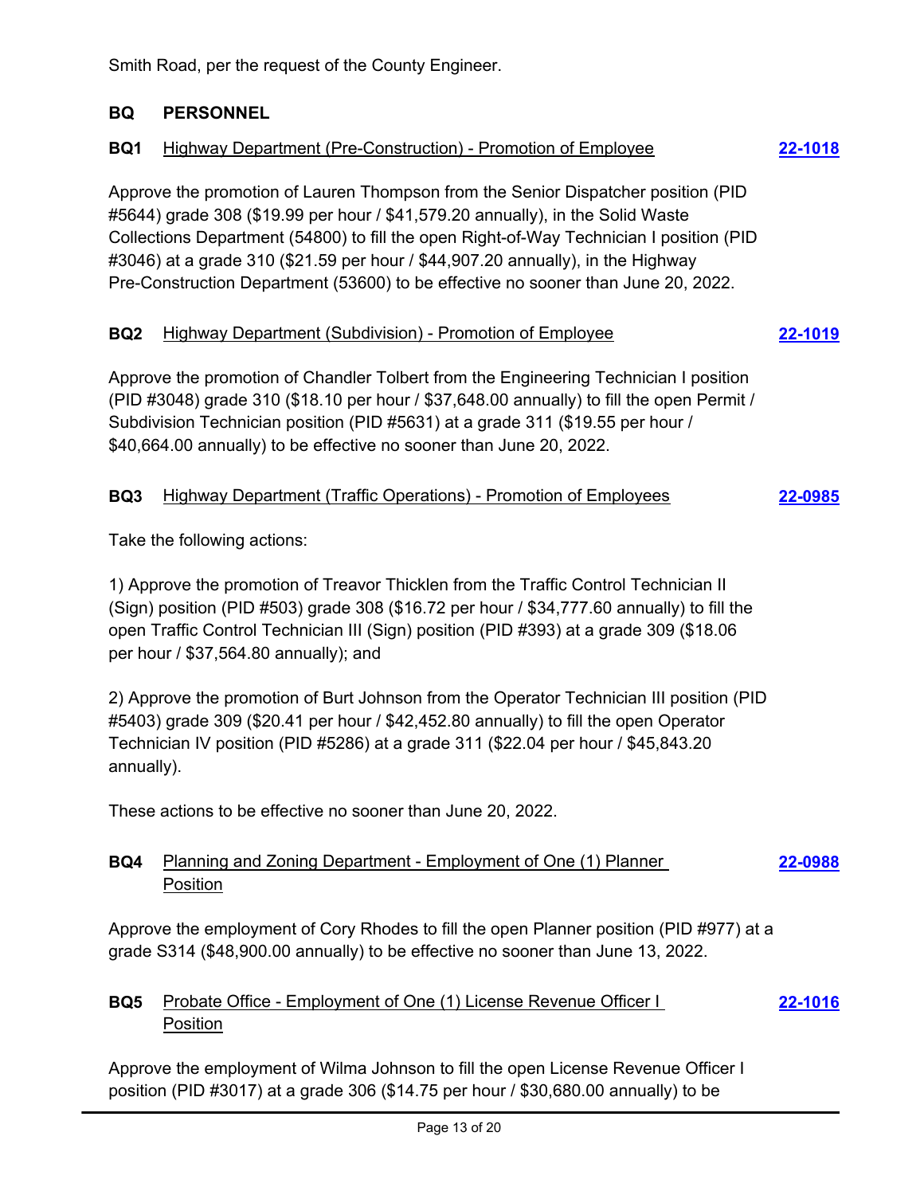Smith Road, per the request of the County Engineer.

## BQ PERSONNEL

### BQ1 Highway Department (Pre-Construction) - Promotion of Employee — **22-1018**

Approve the promotion of Lauren Thompson from the Senior Dispatcher position (PID #5644) grade 308 ($19.99 per hour / $41,579.20 annually), in the Solid Waste Collections Department (54800) to fill the open Right-of-Way Technician I position (PID #3046) at a grade 310 ($21.59 per hour / $44,907.20 annually), in the Highway Pre-Construction Department (53600) to be effective no sooner than June 20, 2022.

### BQ2 Highway Department (Subdivision) - Promotion of Employee — **22-1019**

Approve the promotion of Chandler Tolbert from the Engineering Technician I position (PID #3048) grade 310 ($18.10 per hour / $37,648.00 annually) to fill the open Permit / Subdivision Technician position (PID #5631) at a grade 311 ($19.55 per hour / $40,664.00 annually) to be effective no sooner than June 20, 2022.

### BQ3 Highway Department (Traffic Operations) - Promotion of Employees — **22-0985**

Take the following actions:

1) Approve the promotion of Treavor Thicklen from the Traffic Control Technician II (Sign) position (PID #503) grade 308 ($16.72 per hour / $34,777.60 annually) to fill the open Traffic Control Technician III (Sign) position (PID #393) at a grade 309 ($18.06 per hour / $37,564.80 annually); and

2) Approve the promotion of Burt Johnson from the Operator Technician III position (PID #5403) grade 309 ($20.41 per hour / $42,452.80 annually) to fill the open Operator Technician IV position (PID #5286) at a grade 311 ($22.04 per hour / $45,843.20 annually).

These actions to be effective no sooner than June 20, 2022.

### BQ4 Planning and Zoning Department - Employment of One (1) Planner Position — **22-0988**

Approve the employment of Cory Rhodes to fill the open Planner position (PID #977) at a grade S314 ($48,900.00 annually) to be effective no sooner than June 13, 2022.

### BQ5 Probate Office - Employment of One (1) License Revenue Officer I Position — **22-1016**

Approve the employment of Wilma Johnson to fill the open License Revenue Officer I position (PID #3017) at a grade 306 ($14.75 per hour / $30,680.00 annually) to be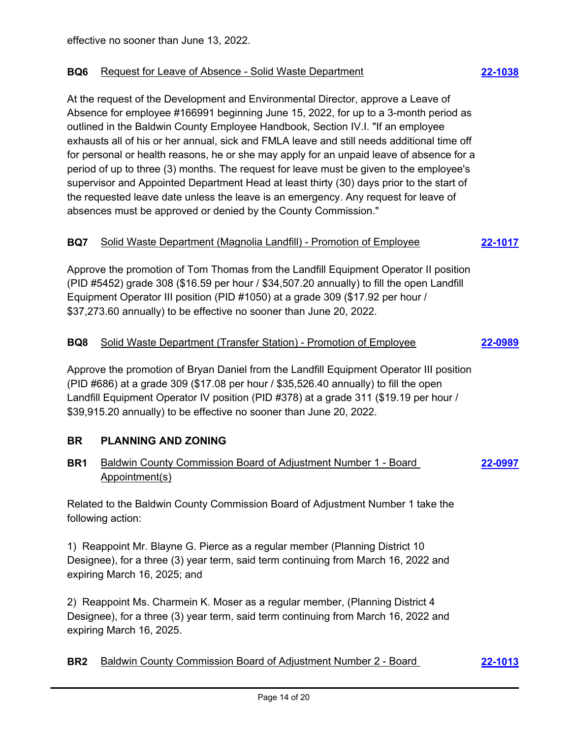effective no sooner than June 13, 2022.

**BQ6** Request for Leave of Absence - Solid Waste Department **22-1038**

At the request of the Development and Environmental Director, approve a Leave of Absence for employee #166991 beginning June 15, 2022, for up to a 3-month period as outlined in the Baldwin County Employee Handbook, Section IV.I. "If an employee exhausts all of his or her annual, sick and FMLA leave and still needs additional time off for personal or health reasons, he or she may apply for an unpaid leave of absence for a period of up to three (3) months. The request for leave must be given to the employee's supervisor and Appointed Department Head at least thirty (30) days prior to the start of the requested leave date unless the leave is an emergency. Any request for leave of absences must be approved or denied by the County Commission."

**BQ7** Solid Waste Department (Magnolia Landfill) - Promotion of Employee **22-1017**

Approve the promotion of Tom Thomas from the Landfill Equipment Operator II position (PID #5452) grade 308 ($16.59 per hour / $34,507.20 annually) to fill the open Landfill Equipment Operator III position (PID #1050) at a grade 309 ($17.92 per hour / $37,273.60 annually) to be effective no sooner than June 20, 2022.

**BQ8** Solid Waste Department (Transfer Station) - Promotion of Employee **22-0989**

Approve the promotion of Bryan Daniel from the Landfill Equipment Operator III position (PID #686) at a grade 309 ($17.08 per hour / $35,526.40 annually) to fill the open Landfill Equipment Operator IV position (PID #378) at a grade 311 ($19.19 per hour / $39,915.20 annually) to be effective no sooner than June 20, 2022.

## BR PLANNING AND ZONING

**BR1** Baldwin County Commission Board of Adjustment Number 1 - Board Appointment(s) **22-0997**

Related to the Baldwin County Commission Board of Adjustment Number 1 take the following action:

1) Reappoint Mr. Blayne G. Pierce as a regular member (Planning District 10 Designee), for a three (3) year term, said term continuing from March 16, 2022 and expiring March 16, 2025; and

2) Reappoint Ms. Charmein K. Moser as a regular member, (Planning District 4 Designee), for a three (3) year term, said term continuing from March 16, 2022 and expiring March 16, 2025.

**BR2** Baldwin County Commission Board of Adjustment Number 2 - Board **22-1013**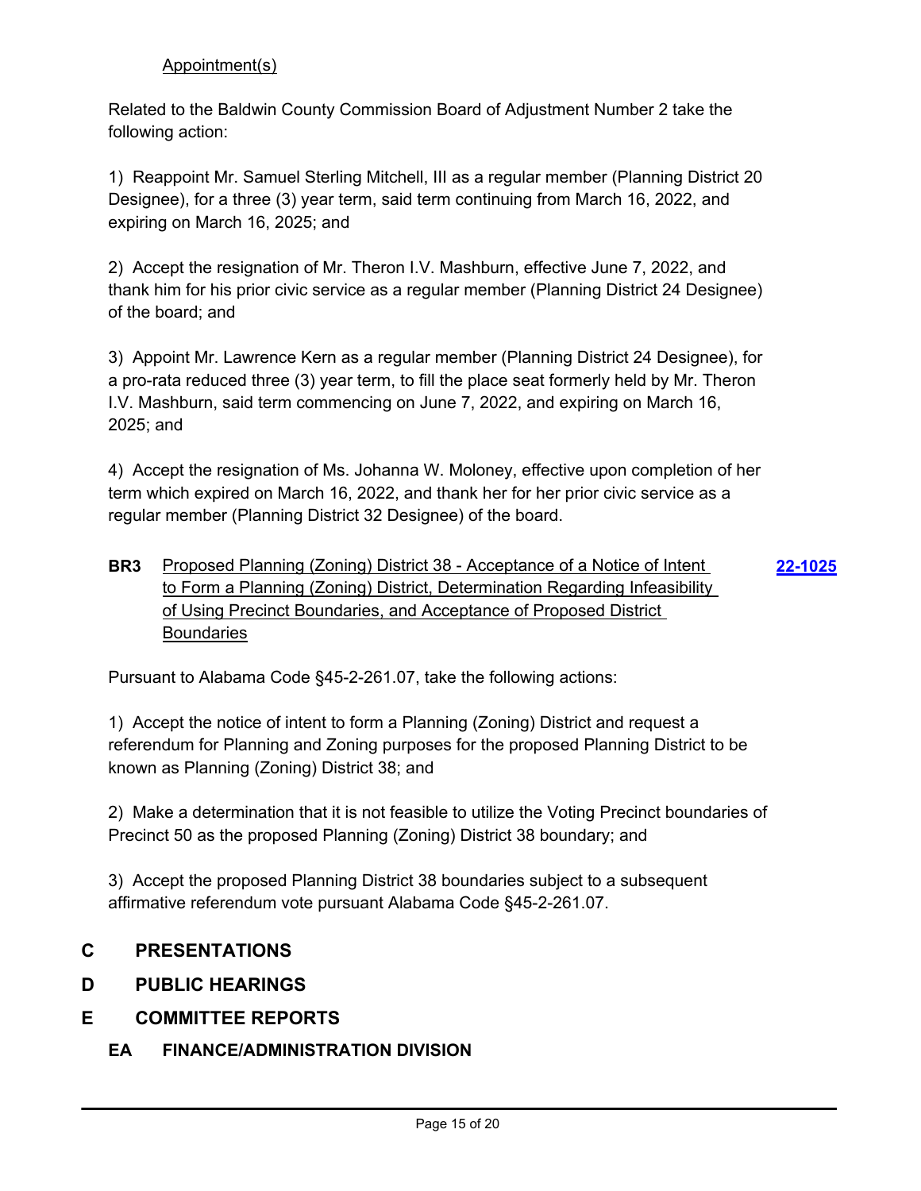Appointment(s)

Related to the Baldwin County Commission Board of Adjustment Number 2 take the following action:

1) Reappoint Mr. Samuel Sterling Mitchell, III as a regular member (Planning District 20 Designee), for a three (3) year term, said term continuing from March 16, 2022, and expiring on March 16, 2025; and

2) Accept the resignation of Mr. Theron I.V. Mashburn, effective June 7, 2022, and thank him for his prior civic service as a regular member (Planning District 24 Designee) of the board; and

3) Appoint Mr. Lawrence Kern as a regular member (Planning District 24 Designee), for a pro-rata reduced three (3) year term, to fill the place seat formerly held by Mr. Theron I.V. Mashburn, said term commencing on June 7, 2022, and expiring on March 16, 2025; and

4) Accept the resignation of Ms. Johanna W. Moloney, effective upon completion of her term which expired on March 16, 2022, and thank her for her prior civic service as a regular member (Planning District 32 Designee) of the board.

**BR3** Proposed Planning (Zoning) District 38 - Acceptance of a Notice of Intent to Form a Planning (Zoning) District, Determination Regarding Infeasibility of Using Precinct Boundaries, and Acceptance of Proposed District Boundaries **22-1025**

Pursuant to Alabama Code §45-2-261.07, take the following actions:

1) Accept the notice of intent to form a Planning (Zoning) District and request a referendum for Planning and Zoning purposes for the proposed Planning District to be known as Planning (Zoning) District 38; and

2) Make a determination that it is not feasible to utilize the Voting Precinct boundaries of Precinct 50 as the proposed Planning (Zoning) District 38 boundary; and

3) Accept the proposed Planning District 38 boundaries subject to a subsequent affirmative referendum vote pursuant Alabama Code §45-2-261.07.

## C PRESENTATIONS

## D PUBLIC HEARINGS

## E COMMITTEE REPORTS

### EA FINANCE/ADMINISTRATION DIVISION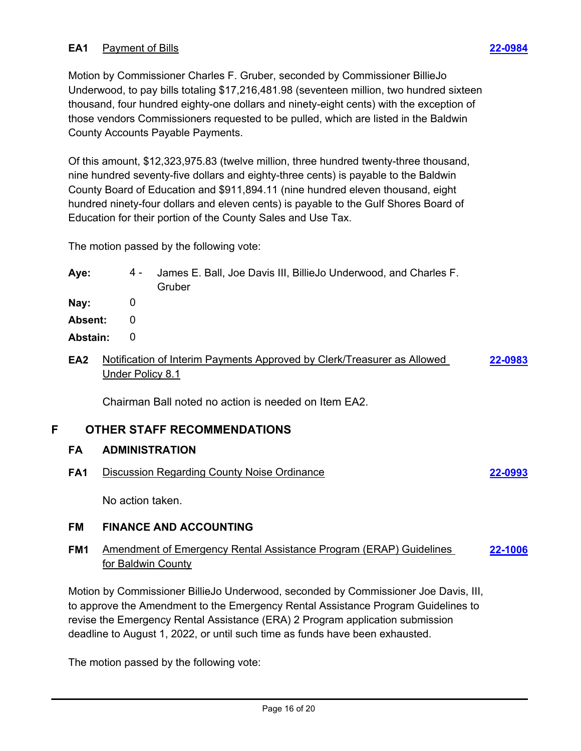**EA1** Payment of Bills **22-0984**

Motion by Commissioner Charles F. Gruber, seconded by Commissioner BillieJo Underwood, to pay bills totaling $17,216,481.98 (seventeen million, two hundred sixteen thousand, four hundred eighty-one dollars and ninety-eight cents) with the exception of those vendors Commissioners requested to be pulled, which are listed in the Baldwin County Accounts Payable Payments.

Of this amount, $12,323,975.83 (twelve million, three hundred twenty-three thousand, nine hundred seventy-five dollars and eighty-three cents) is payable to the Baldwin County Board of Education and $911,894.11 (nine hundred eleven thousand, eight hundred ninety-four dollars and eleven cents) is payable to the Gulf Shores Board of Education for their portion of the County Sales and Use Tax.

The motion passed by the following vote:

| | | |
|---|---|---|
| **Aye:** | 4 - | James E. Ball, Joe Davis III, BillieJo Underwood, and Charles F. Gruber |
| **Nay:** | 0 | |
| **Absent:** | 0 | |
| **Abstain:** | 0 | |

**EA2** Notification of Interim Payments Approved by Clerk/Treasurer as Allowed Under Policy 8.1 **22-0983**

Chairman Ball noted no action is needed on Item EA2.

# F OTHER STAFF RECOMMENDATIONS

## FA ADMINISTRATION

**FA1** Discussion Regarding County Noise Ordinance **22-0993**

No action taken.

## FM FINANCE AND ACCOUNTING

**FM1** Amendment of Emergency Rental Assistance Program (ERAP) Guidelines for Baldwin County **22-1006**

Motion by Commissioner BillieJo Underwood, seconded by Commissioner Joe Davis, III, to approve the Amendment to the Emergency Rental Assistance Program Guidelines to revise the Emergency Rental Assistance (ERA) 2 Program application submission deadline to August 1, 2022, or until such time as funds have been exhausted.

The motion passed by the following vote: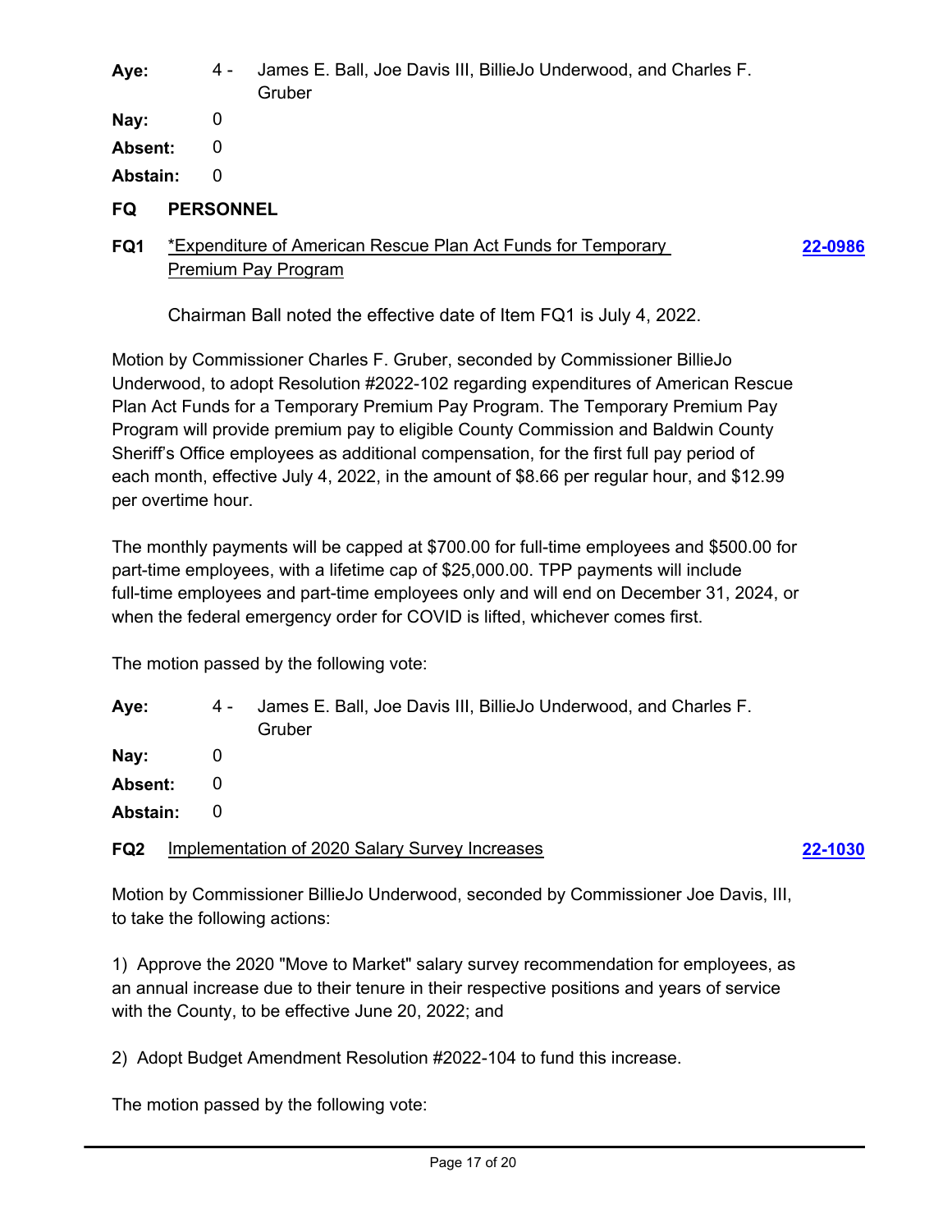**Aye:** 4 - James E. Ball, Joe Davis III, BillieJo Underwood, and Charles F. Gruber

**Nay:** 0

**Absent:** 0

**Abstain:** 0

## FQ PERSONNEL

**FQ1** *Expenditure of American Rescue Plan Act Funds for Temporary Premium Pay Program **22-0986**

Chairman Ball noted the effective date of Item FQ1 is July 4, 2022.

Motion by Commissioner Charles F. Gruber, seconded by Commissioner BillieJo Underwood, to adopt Resolution #2022-102 regarding expenditures of American Rescue Plan Act Funds for a Temporary Premium Pay Program. The Temporary Premium Pay Program will provide premium pay to eligible County Commission and Baldwin County Sheriff's Office employees as additional compensation, for the first full pay period of each month, effective July 4, 2022, in the amount of $8.66 per regular hour, and $12.99 per overtime hour.

The monthly payments will be capped at $700.00 for full-time employees and $500.00 for part-time employees, with a lifetime cap of $25,000.00. TPP payments will include full-time employees and part-time employees only and will end on December 31, 2024, or when the federal emergency order for COVID is lifted, whichever comes first.

The motion passed by the following vote:

**Aye:** 4 - James E. Ball, Joe Davis III, BillieJo Underwood, and Charles F. Gruber

**Nay:** 0

**Absent:** 0

**Abstain:** 0

**FQ2** Implementation of 2020 Salary Survey Increases **22-1030**

Motion by Commissioner BillieJo Underwood, seconded by Commissioner Joe Davis, III, to take the following actions:

1) Approve the 2020 "Move to Market" salary survey recommendation for employees, as an annual increase due to their tenure in their respective positions and years of service with the County, to be effective June 20, 2022; and

2) Adopt Budget Amendment Resolution #2022-104 to fund this increase.

The motion passed by the following vote: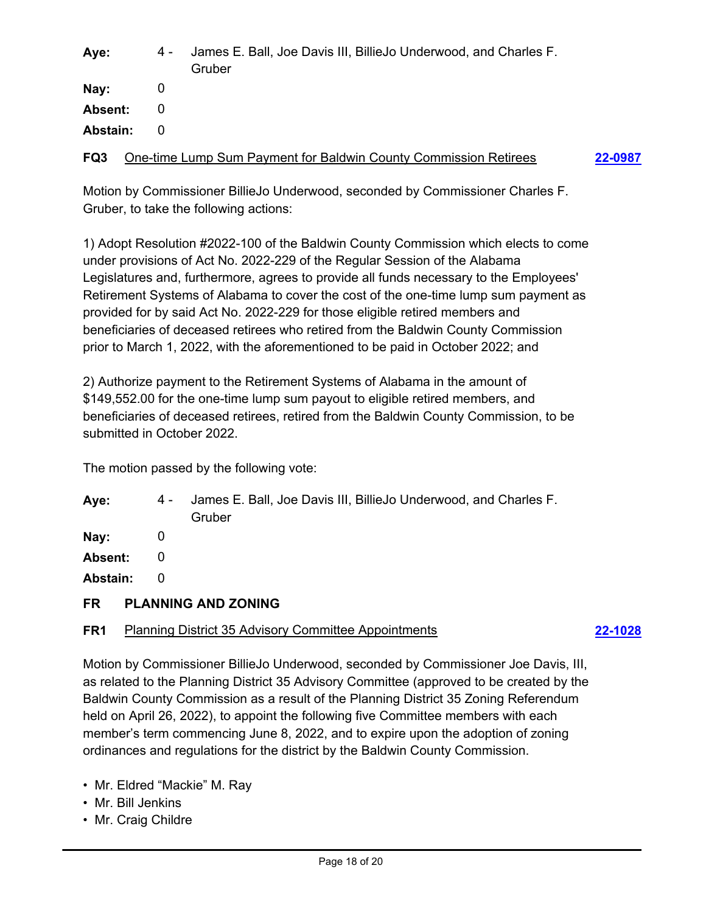| | | |
|---|---|---|
| **Aye:** | 4 - | James E. Ball, Joe Davis III, BillieJo Underwood, and Charles F. Gruber |
| **Nay:** | 0 | |
| **Absent:** | 0 | |
| **Abstain:** | 0 | |

**FQ3** One-time Lump Sum Payment for Baldwin County Commission Retirees **22-0987**

Motion by Commissioner BillieJo Underwood, seconded by Commissioner Charles F. Gruber, to take the following actions:

1) Adopt Resolution #2022-100 of the Baldwin County Commission which elects to come under provisions of Act No. 2022-229 of the Regular Session of the Alabama Legislatures and, furthermore, agrees to provide all funds necessary to the Employees' Retirement Systems of Alabama to cover the cost of the one-time lump sum payment as provided for by said Act No. 2022-229 for those eligible retired members and beneficiaries of deceased retirees who retired from the Baldwin County Commission prior to March 1, 2022, with the aforementioned to be paid in October 2022; and

2) Authorize payment to the Retirement Systems of Alabama in the amount of $149,552.00 for the one-time lump sum payout to eligible retired members, and beneficiaries of deceased retirees, retired from the Baldwin County Commission, to be submitted in October 2022.

The motion passed by the following vote:

| | | |
|---|---|---|
| **Aye:** | 4 - | James E. Ball, Joe Davis III, BillieJo Underwood, and Charles F. Gruber |
| **Nay:** | 0 | |
| **Absent:** | 0 | |
| **Abstain:** | 0 | |

## FR PLANNING AND ZONING

**FR1** Planning District 35 Advisory Committee Appointments **22-1028**

Motion by Commissioner BillieJo Underwood, seconded by Commissioner Joe Davis, III, as related to the Planning District 35 Advisory Committee (approved to be created by the Baldwin County Commission as a result of the Planning District 35 Zoning Referendum held on April 26, 2022), to appoint the following five Committee members with each member's term commencing June 8, 2022, and to expire upon the adoption of zoning ordinances and regulations for the district by the Baldwin County Commission.

- Mr. Eldred "Mackie" M. Ray
- Mr. Bill Jenkins
- Mr. Craig Childre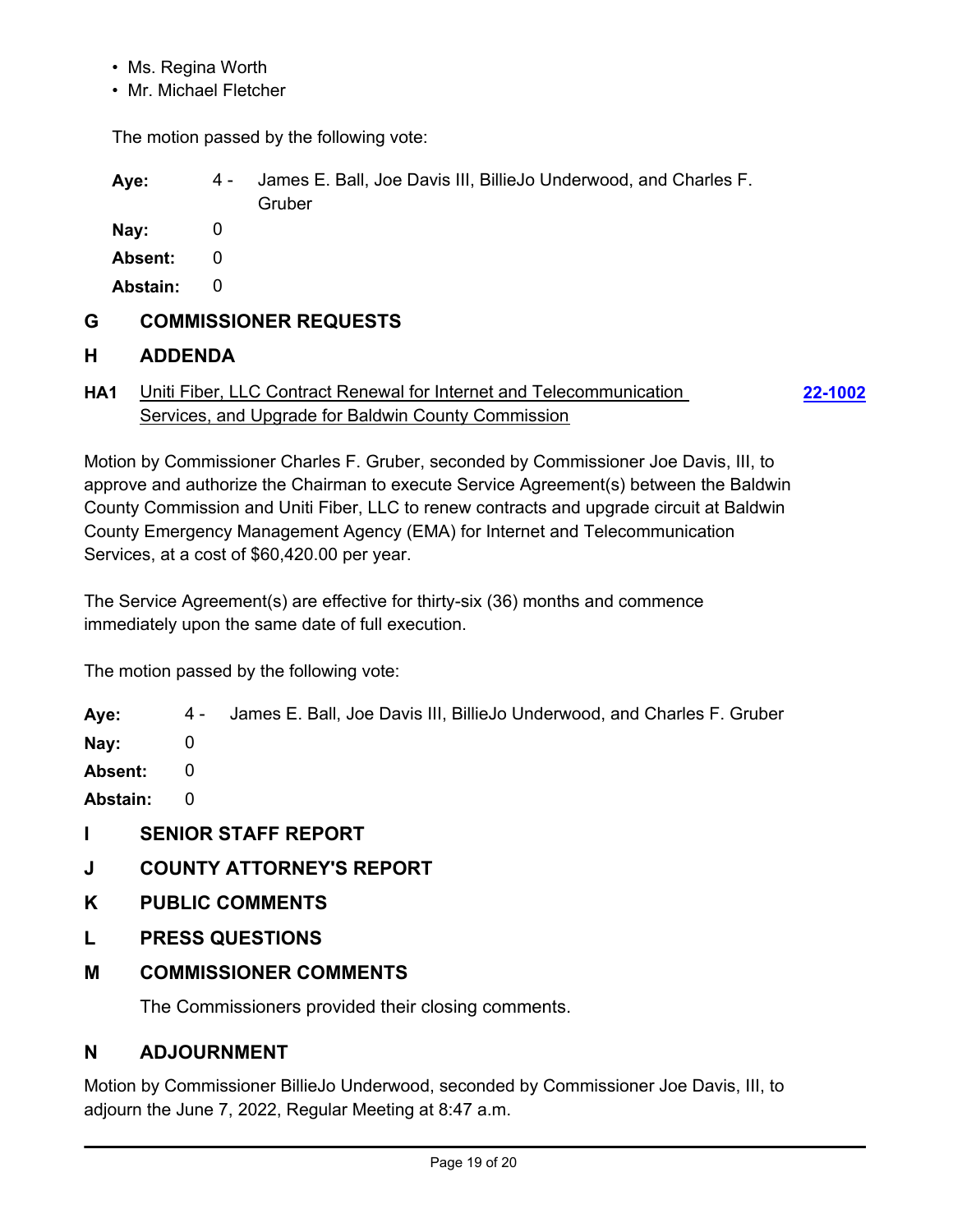- Ms. Regina Worth
- Mr. Michael Fletcher

The motion passed by the following vote:

| | | |
|---|---|---|
| **Aye:** | 4 - | James E. Ball, Joe Davis III, BillieJo Underwood, and Charles F. Gruber |
| **Nay:** | 0 | |
| **Absent:** | 0 | |
| **Abstain:** | 0 | |

## G COMMISSIONER REQUESTS

## H ADDENDA

**HA1** Uniti Fiber, LLC Contract Renewal for Internet and Telecommunication Services, and Upgrade for Baldwin County Commission **22-1002**

Motion by Commissioner Charles F. Gruber, seconded by Commissioner Joe Davis, III, to approve and authorize the Chairman to execute Service Agreement(s) between the Baldwin County Commission and Uniti Fiber, LLC to renew contracts and upgrade circuit at Baldwin County Emergency Management Agency (EMA) for Internet and Telecommunication Services, at a cost of $60,420.00 per year.

The Service Agreement(s) are effective for thirty-six (36) months and commence immediately upon the same date of full execution.

The motion passed by the following vote:

| | | |
|---|---|---|
| **Aye:** | 4 - | James E. Ball, Joe Davis III, BillieJo Underwood, and Charles F. Gruber |
| **Nay:** | 0 | |
| **Absent:** | 0 | |
| **Abstain:** | 0 | |

## I SENIOR STAFF REPORT

## J COUNTY ATTORNEY'S REPORT

## K PUBLIC COMMENTS

## L PRESS QUESTIONS

## M COMMISSIONER COMMENTS

The Commissioners provided their closing comments.

## N ADJOURNMENT

Motion by Commissioner BillieJo Underwood, seconded by Commissioner Joe Davis, III, to adjourn the June 7, 2022, Regular Meeting at 8:47 a.m.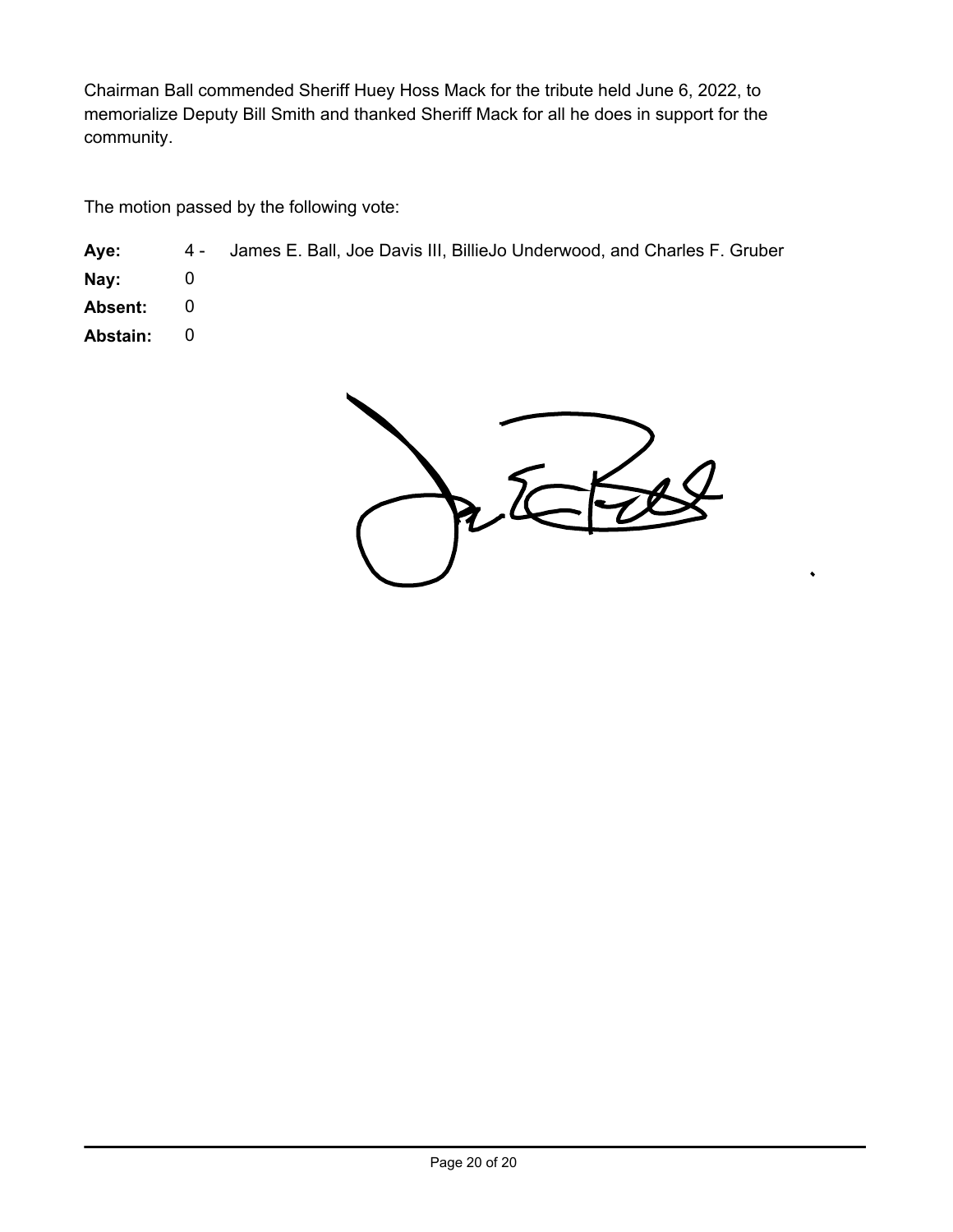Chairman Ball commended Sheriff Huey Hoss Mack for the tribute held June 6, 2022, to memorialize Deputy Bill Smith and thanked Sheriff Mack for all he does in support for the community.

The motion passed by the following vote:

| | | |
|---|---|---|
| **Aye:** | 4 - | James E. Ball, Joe Davis III, BillieJo Underwood, and Charles F. Gruber |
| **Nay:** | 0 | |
| **Absent:** | 0 | |
| **Abstain:** | 0 | |